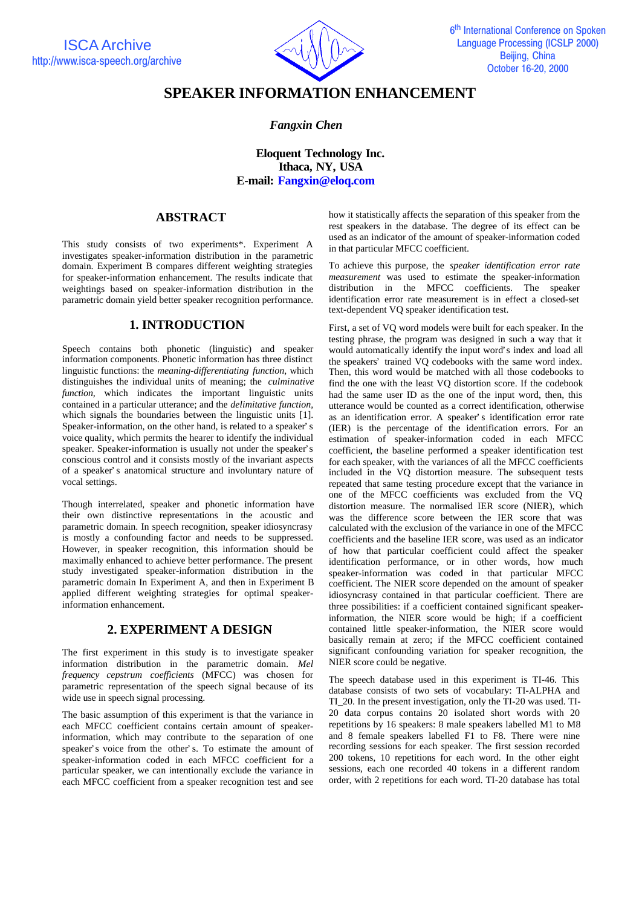# SPEAKER INFORMATION ENHANCEMENT

*Fangxin Chen*

**Eloquent Technology Inc.**
**Ithaca, NY, USA**
**E-mail: Fangxin@eloq.com**

## ABSTRACT

This study consists of two experiments*. Experiment A investigates speaker-information distribution in the parametric domain. Experiment B compares different weighting strategies for speaker-information enhancement. The results indicate that weightings based on speaker-information distribution in the parametric domain yield better speaker recognition performance.

## 1. INTRODUCTION

Speech contains both phonetic (linguistic) and speaker information components. Phonetic information has three distinct linguistic functions: the *meaning-differentiating function*, which distinguishes the individual units of meaning; the *culminative function*, which indicates the important linguistic units contained in a particular utterance; and the *delimitative function*, which signals the boundaries between the linguistic units [1]. Speaker-information, on the other hand, is related to a speaker's voice quality, which permits the hearer to identify the individual speaker. Speaker-information is usually not under the speaker's conscious control and it consists mostly of the invariant aspects of a speaker's anatomical structure and involuntary nature of vocal settings.

Though interrelated, speaker and phonetic information have their own distinctive representations in the acoustic and parametric domain. In speech recognition, speaker idiosyncrasy is mostly a confounding factor and needs to be suppressed. However, in speaker recognition, this information should be maximally enhanced to achieve better performance. The present study investigated speaker-information distribution in the parametric domain In Experiment A, and then in Experiment B applied different weighting strategies for optimal speaker-information enhancement.

## 2. EXPERIMENT A DESIGN

The first experiment in this study is to investigate speaker information distribution in the parametric domain. *Mel frequency cepstrum coefficients* (MFCC) was chosen for parametric representation of the speech signal because of its wide use in speech signal processing.

The basic assumption of this experiment is that the variance in each MFCC coefficient contains certain amount of speaker-information, which may contribute to the separation of one speaker's voice from the other's. To estimate the amount of speaker-information coded in each MFCC coefficient for a particular speaker, we can intentionally exclude the variance in each MFCC coefficient from a speaker recognition test and see how it statistically affects the separation of this speaker from the rest speakers in the database. The degree of its effect can be used as an indicator of the amount of speaker-information coded in that particular MFCC coefficient.

To achieve this purpose, the *speaker identification error rate measurement* was used to estimate the speaker-information distribution in the MFCC coefficients. The speaker identification error rate measurement is in effect a closed-set text-dependent VQ speaker identification test.

First, a set of VQ word models were built for each speaker. In the testing phrase, the program was designed in such a way that it would automatically identify the input word's index and load all the speakers' trained VQ codebooks with the same word index. Then, this word would be matched with all those codebooks to find the one with the least VQ distortion score. If the codebook had the same user ID as the one of the input word, then, this utterance would be counted as a correct identification, otherwise as an identification error. A speaker's identification error rate (IER) is the percentage of the identification errors. For an estimation of speaker-information coded in each MFCC coefficient, the baseline performed a speaker identification test for each speaker, with the variances of all the MFCC coefficients included in the VQ distortion measure. The subsequent tests repeated that same testing procedure except that the variance in one of the MFCC coefficients was excluded from the VQ distortion measure. The normalised IER score (NIER), which was the difference score between the IER score that was calculated with the exclusion of the variance in one of the MFCC coefficients and the baseline IER score, was used as an indicator of how that particular coefficient could affect the speaker identification performance, or in other words, how much speaker-information was coded in that particular MFCC coefficient. The NIER score depended on the amount of speaker idiosyncrasy contained in that particular coefficient. There are three possibilities: if a coefficient contained significant speaker-information, the NIER score would be high; if a coefficient contained little speaker-information, the NIER score would basically remain at zero; if the MFCC coefficient contained significant confounding variation for speaker recognition, the NIER score could be negative.

The speech database used in this experiment is TI-46. This database consists of two sets of vocabulary: TI-ALPHA and TI_20. In the present investigation, only the TI-20 was used. TI-20 data corpus contains 20 isolated short words with 20 repetitions by 16 speakers: 8 male speakers labelled M1 to M8 and 8 female speakers labelled F1 to F8. There were nine recording sessions for each speaker. The first session recorded 200 tokens, 10 repetitions for each word. In the other eight sessions, each one recorded 40 tokens in a different random order, with 2 repetitions for each word. TI-20 database has total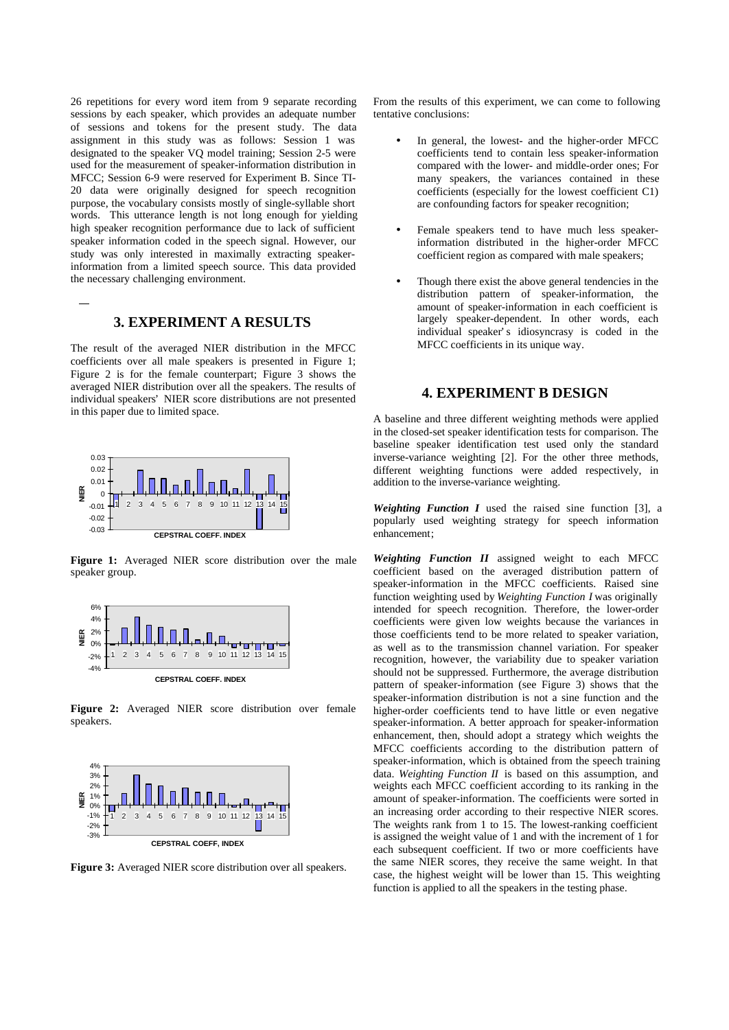26 repetitions for every word item from 9 separate recording sessions by each speaker, which provides an adequate number of sessions and tokens for the present study. The data assignment in this study was as follows: Session 1 was designated to the speaker VQ model training; Session 2-5 were used for the measurement of speaker-information distribution in MFCC; Session 6-9 were reserved for Experiment B. Since TI-20 data were originally designed for speech recognition purpose, the vocabulary consists mostly of single-syllable short words. This utterance length is not long enough for yielding high speaker recognition performance due to lack of sufficient speaker information coded in the speech signal. However, our study was only interested in maximally extracting speaker-information from a limited speech source. This data provided the necessary challenging environment.

## 3. EXPERIMENT A RESULTS

The result of the averaged NIER distribution in the MFCC coefficients over all male speakers is presented in Figure 1; Figure 2 is for the female counterpart; Figure 3 shows the averaged NIER distribution over all the speakers. The results of individual speakers' NIER score distributions are not presented in this paper due to limited space.

**Figure 1:** Averaged NIER score distribution over the male speaker group.

**Figure 2:** Averaged NIER score distribution over female speakers.

**Figure 3:** Averaged NIER score distribution over all speakers.

From the results of this experiment, we can come to following tentative conclusions:

- In general, the lowest- and the higher-order MFCC coefficients tend to contain less speaker-information compared with the lower- and middle-order ones; For many speakers, the variances contained in these coefficients (especially for the lowest coefficient C1) are confounding factors for speaker recognition;
- Female speakers tend to have much less speaker-information distributed in the higher-order MFCC coefficient region as compared with male speakers;
- Though there exist the above general tendencies in the distribution pattern of speaker-information, the amount of speaker-information in each coefficient is largely speaker-dependent. In other words, each individual speaker's idiosyncrasy is coded in the MFCC coefficients in its unique way.

## 4. EXPERIMENT B DESIGN

A baseline and three different weighting methods were applied in the closed-set speaker identification tests for comparison. The baseline speaker identification test used only the standard inverse-variance weighting [2]. For the other three methods, different weighting functions were added respectively, in addition to the inverse-variance weighting.

***Weighting Function I*** used the raised sine function [3], a popularly used weighting strategy for speech information enhancement;

***Weighting Function II*** assigned weight to each MFCC coefficient based on the averaged distribution pattern of speaker-information in the MFCC coefficients. Raised sine function weighting used by *Weighting Function I* was originally intended for speech recognition. Therefore, the lower-order coefficients were given low weights because the variances in those coefficients tend to be more related to speaker variation, as well as to the transmission channel variation. For speaker recognition, however, the variability due to speaker variation should not be suppressed. Furthermore, the average distribution pattern of speaker-information (see Figure 3) shows that the speaker-information distribution is not a sine function and the higher-order coefficients tend to have little or even negative speaker-information. A better approach for speaker-information enhancement, then, should adopt a strategy which weights the MFCC coefficients according to the distribution pattern of speaker-information, which is obtained from the speech training data. *Weighting Function II* is based on this assumption, and weights each MFCC coefficient according to its ranking in the amount of speaker-information. The coefficients were sorted in an increasing order according to their respective NIER scores. The weights rank from 1 to 15. The lowest-ranking coefficient is assigned the weight value of 1 and with the increment of 1 for each subsequent coefficient. If two or more coefficients have the same NIER scores, they receive the same weight. In that case, the highest weight will be lower than 15. This weighting function is applied to all the speakers in the testing phase.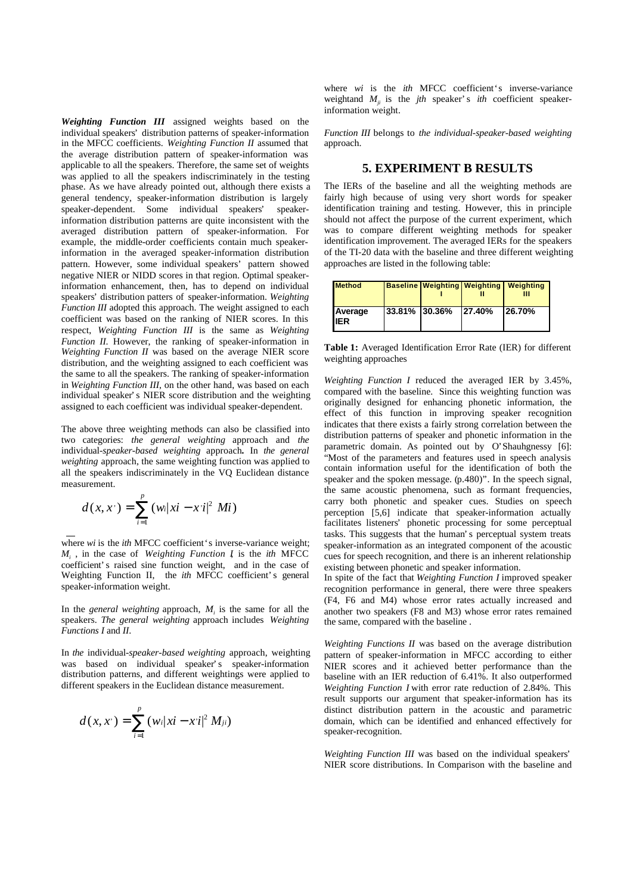***Weighting Function III*** assigned weights based on the individual speakers' distribution patterns of speaker-information in the MFCC coefficients. *Weighting Function II* assumed that the average distribution pattern of speaker-information was applicable to all the speakers. Therefore, the same set of weights was applied to all the speakers indiscriminately in the testing phase. As we have already pointed out, although there exists a general tendency, speaker-information distribution is largely speaker-dependent. Some individual speakers' speaker-information distribution patterns are quite inconsistent with the averaged distribution pattern of speaker-information. For example, the middle-order coefficients contain much speaker-information in the averaged speaker-information distribution pattern. However, some individual speakers' pattern showed negative NIER or NIDD scores in that region. Optimal speaker-information enhancement, then, has to depend on individual speakers' distribution patterns of speaker-information. *Weighting Function III* adopted this approach. The weight assigned to each coefficient was based on the ranking of NIER scores. In this respect, *Weighting Function III* is the same as *Weighting Function II*. However, the ranking of speaker-information in *Weighting Function II* was based on the average NIER score distribution, and the weighting assigned to each coefficient was the same to all the speakers. The ranking of speaker-information in *Weighting Function III*, on the other hand, was based on each individual speaker's NIER score distribution and the weighting assigned to each coefficient was individual speaker-dependent.

The above three weighting methods can also be classified into two categories: *the general weighting* approach and *the* individual-*speaker-based weighting* approach**.** In *the general weighting* approach, the same weighting function was applied to all the speakers indiscriminately in the VQ Euclidean distance measurement.

$$d(x,x') = \sum_{i=1}^{p} (w_i |xi - x'i|^2 \; Mi)$$

where $w_i$ is the *ith* MFCC coefficient's inverse-variance weight; $M_i$ , in the case of *Weighting Function I*, is the *ith* MFCC coefficient's raised sine function weight, and in the case of Weighting Function II, the *ith* MFCC coefficient's general speaker-information weight.

In the *general weighting* approach, $M_i$ is the same for all the speakers. *The general weighting* approach includes *Weighting Functions I* and *II*.

In *the* individual-*speaker-based weighting* approach, weighting was based on individual speaker's speaker-information distribution patterns, and different weightings were applied to different speakers in the Euclidean distance measurement.

$$d(x,x') = \sum_{i=1}^{p} (w_i |xi - x'i|^2 \; M_{ji})$$

where $w_i$ is the *ith* MFCC coefficient's inverse-variance weightand $M_{ji}$ is the *jth* speaker's *ith* coefficient speaker-information weight.

*Function III* belongs to *the individual-speaker-based weighting* approach.

## 5. EXPERIMENT B RESULTS

The IERs of the baseline and all the weighting methods are fairly high because of using very short words for speaker identification training and testing. However, this in principle should not affect the purpose of the current experiment, which was to compare different weighting methods for speaker identification improvement. The averaged IERs for the speakers of the TI-20 data with the baseline and three different weighting approaches are listed in the following table:

| Method | Baseline | Weighting I | Weighting II | Weighting III |
|---|---|---|---|---|
| Average IER | 33.81% | 30.36% | 27.40% | 26.70% |

**Table 1:** Averaged Identification Error Rate (IER) for different weighting approaches

*Weighting Function I* reduced the averaged IER by 3.45%, compared with the baseline. Since this weighting function was originally designed for enhancing phonetic information, the effect of this function in improving speaker recognition indicates that there exists a fairly strong correlation between the distribution patterns of speaker and phonetic information in the parametric domain. As pointed out by O'Shauhgnessy [6]: "Most of the parameters and features used in speech analysis contain information useful for the identification of both the speaker and the spoken message. (p.480)". In the speech signal, the same acoustic phenomena, such as formant frequencies, carry both phonetic and speaker cues. Studies on speech perception [5,6] indicate that speaker-information actually facilitates listeners' phonetic processing for some perceptual tasks. This suggests that the human's perceptual system treats speaker-information as an integrated component of the acoustic cues for speech recognition, and there is an inherent relationship existing between phonetic and speaker information.

In spite of the fact that *Weighting Function I* improved speaker recognition performance in general, there were three speakers (F4, F6 and M4) whose error rates actually increased and another two speakers (F8 and M3) whose error rates remained the same, compared with the baseline .

*Weighting Functions II* was based on the average distribution pattern of speaker-information in MFCC according to either NIER scores and it achieved better performance than the baseline with an IER reduction of 6.41%. It also outperformed *Weighting Function I* with error rate reduction of 2.84%. This result supports our argument that speaker-information has its distinct distribution pattern in the acoustic and parametric domain, which can be identified and enhanced effectively for speaker-recognition.

*Weighting Function III* was based on the individual speakers' NIER score distributions. In Comparison with the baseline and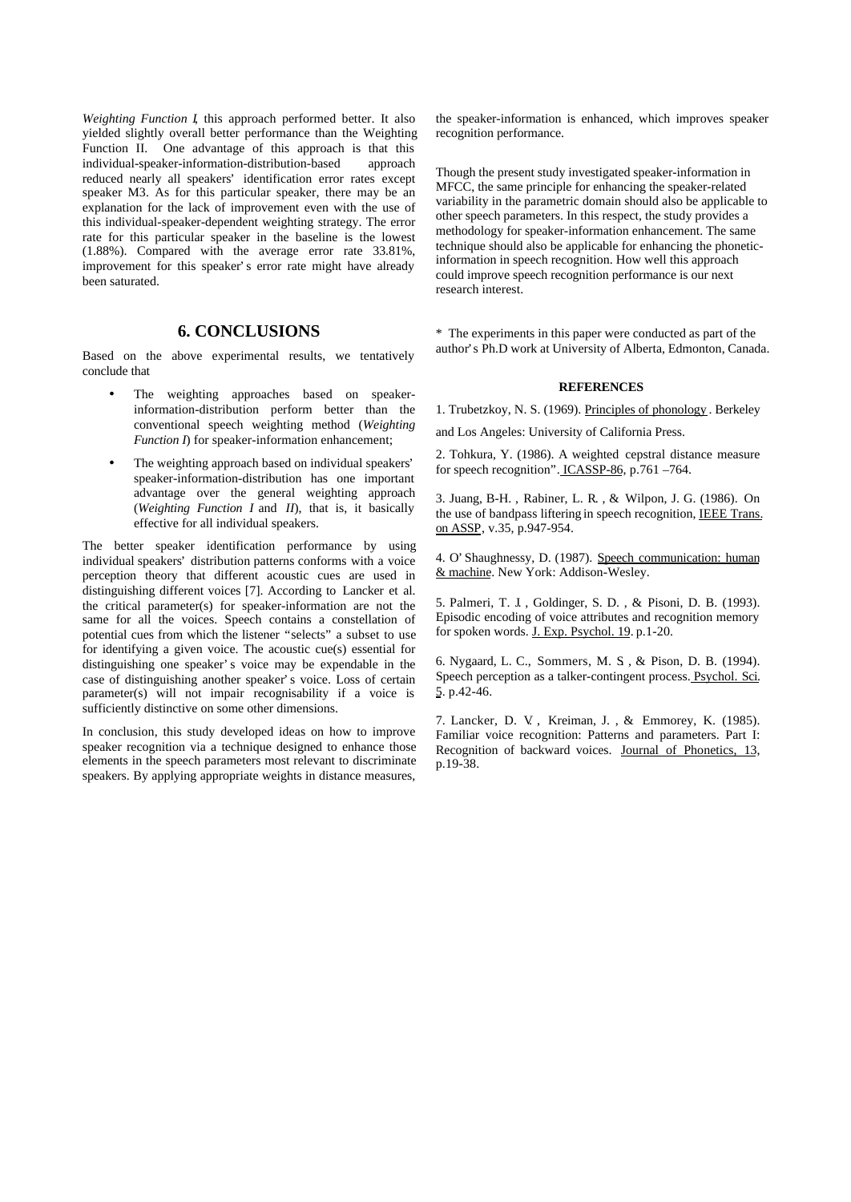*Weighting Function I*, this approach performed better. It also yielded slightly overall better performance than the Weighting Function II. One advantage of this approach is that this individual-speaker-information-distribution-based approach reduced nearly all speakers' identification error rates except speaker M3. As for this particular speaker, there may be an explanation for the lack of improvement even with the use of this individual-speaker-dependent weighting strategy. The error rate for this particular speaker in the baseline is the lowest (1.88%). Compared with the average error rate 33.81%, improvement for this speaker's error rate might have already been saturated.

## 6. CONCLUSIONS

Based on the above experimental results, we tentatively conclude that

- The weighting approaches based on speaker-information-distribution perform better than the conventional speech weighting method (*Weighting Function I*) for speaker-information enhancement;
- The weighting approach based on individual speakers' speaker-information-distribution has one important advantage over the general weighting approach (*Weighting Function I* and *II*), that is, it basically effective for all individual speakers.

The better speaker identification performance by using individual speakers' distribution patterns conforms with a voice perception theory that different acoustic cues are used in distinguishing different voices [7]. According to Lancker et al. the critical parameter(s) for speaker-information are not the same for all the voices. Speech contains a constellation of potential cues from which the listener "selects" a subset to use for identifying a given voice. The acoustic cue(s) essential for distinguishing one speaker's voice may be expendable in the case of distinguishing another speaker's voice. Loss of certain parameter(s) will not impair recognisability if a voice is sufficiently distinctive on some other dimensions.

In conclusion, this study developed ideas on how to improve speaker recognition via a technique designed to enhance those elements in the speech parameters most relevant to discriminate speakers. By applying appropriate weights in distance measures, the speaker-information is enhanced, which improves speaker recognition performance.

Though the present study investigated speaker-information in MFCC, the same principle for enhancing the speaker-related variability in the parametric domain should also be applicable to other speech parameters. In this respect, the study provides a methodology for speaker-information enhancement. The same technique should also be applicable for enhancing the phonetic-information in speech recognition. How well this approach could improve speech recognition performance is our next research interest.

\* The experiments in this paper were conducted as part of the author's Ph.D work at University of Alberta, Edmonton, Canada.

### REFERENCES

1. Trubetzkoy, N. S. (1969). Principles of phonology. Berkeley and Los Angeles: University of California Press.

2. Tohkura, Y. (1986). A weighted cepstral distance measure for speech recognition". ICASSP-86, p.761 –764.

3. Juang, B-H., Rabiner, L. R., & Wilpon, J. G. (1986). On the use of bandpass liftering in speech recognition, IEEE Trans. on ASSP, v.35, p.947-954.

4. O'Shaughnessy, D. (1987). Speech communication: human & machine. New York: Addison-Wesley.

5. Palmeri, T. J., Goldinger, S. D., & Pisoni, D. B. (1993). Episodic encoding of voice attributes and recognition memory for spoken words. J. Exp. Psychol. 19. p.1-20.

6. Nygaard, L. C., Sommers, M. S., & Pison, D. B. (1994). Speech perception as a talker-contingent process. Psychol. Sci. 5. p.42-46.

7. Lancker, D. V., Kreiman, J., & Emmorey, K. (1985). Familiar voice recognition: Patterns and parameters. Part I: Recognition of backward voices. Journal of Phonetics, 13, p.19-38.